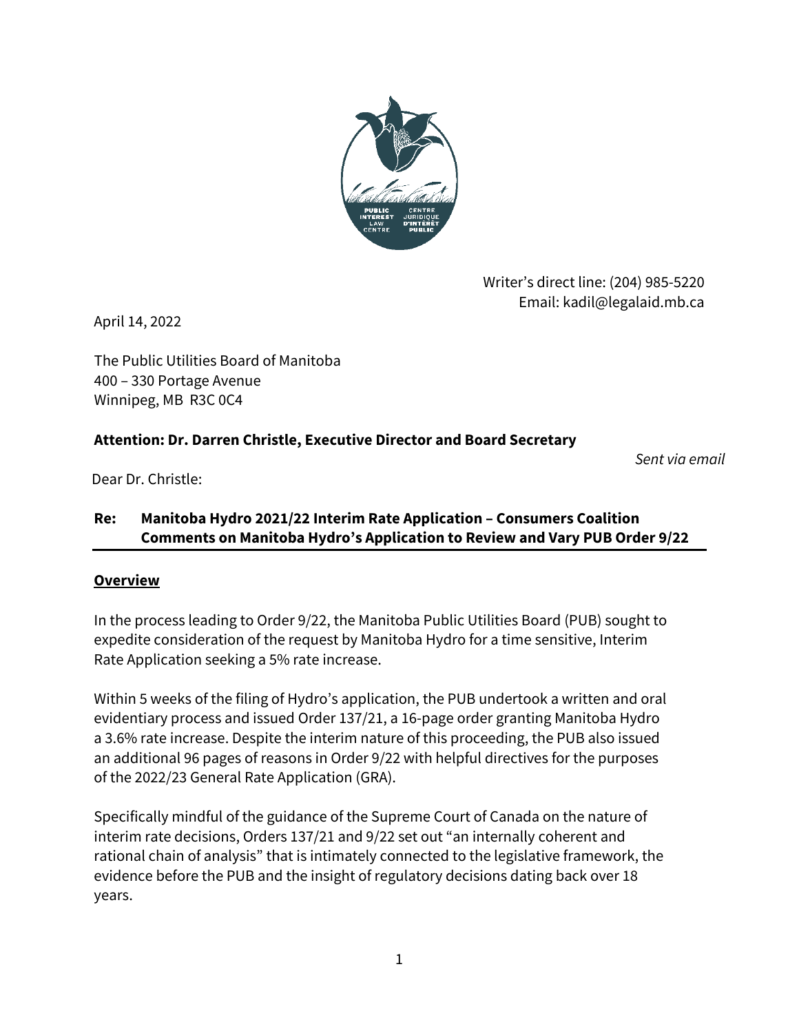Writer's direct line: (204) 985-5220
Email: kadil@legalaid.mb.ca

April 14, 2022

The Public Utilities Board of Manitoba
400 – 330 Portage Avenue
Winnipeg, MB R3C 0C4

**Attention: Dr. Darren Christle, Executive Director and Board Secretary**

*Sent via email*

Dear Dr. Christle:

**Re: Manitoba Hydro 2021/22 Interim Rate Application – Consumers Coalition Comments on Manitoba Hydro's Application to Review and Vary PUB Order 9/22**

## Overview

In the process leading to Order 9/22, the Manitoba Public Utilities Board (PUB) sought to expedite consideration of the request by Manitoba Hydro for a time sensitive, Interim Rate Application seeking a 5% rate increase.

Within 5 weeks of the filing of Hydro's application, the PUB undertook a written and oral evidentiary process and issued Order 137/21, a 16-page order granting Manitoba Hydro a 3.6% rate increase. Despite the interim nature of this proceeding, the PUB also issued an additional 96 pages of reasons in Order 9/22 with helpful directives for the purposes of the 2022/23 General Rate Application (GRA).

Specifically mindful of the guidance of the Supreme Court of Canada on the nature of interim rate decisions, Orders 137/21 and 9/22 set out "an internally coherent and rational chain of analysis" that is intimately connected to the legislative framework, the evidence before the PUB and the insight of regulatory decisions dating back over 18 years.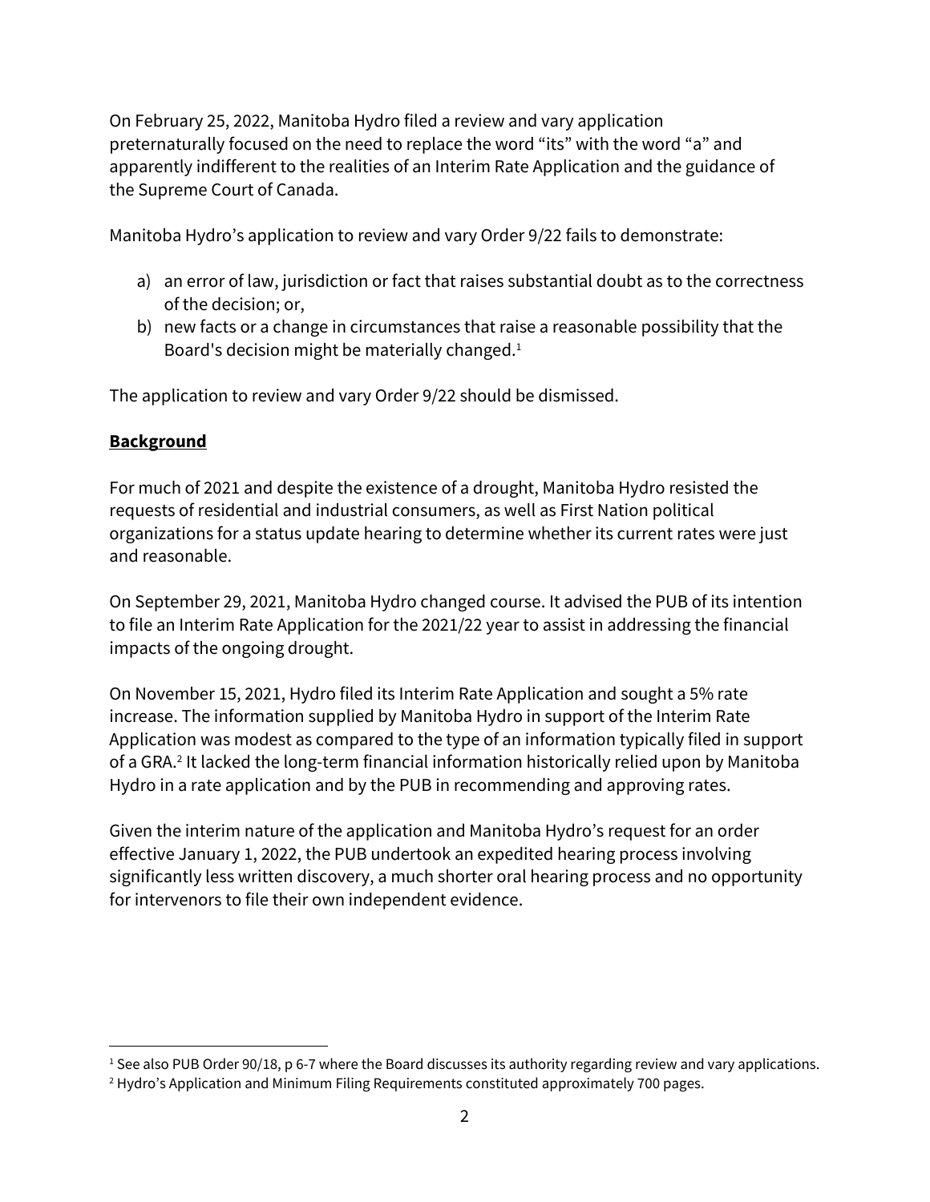On February 25, 2022, Manitoba Hydro filed a review and vary application preternaturally focused on the need to replace the word "its" with the word "a" and apparently indifferent to the realities of an Interim Rate Application and the guidance of the Supreme Court of Canada.

Manitoba Hydro's application to review and vary Order 9/22 fails to demonstrate:

a) an error of law, jurisdiction or fact that raises substantial doubt as to the correctness of the decision; or,
b) new facts or a change in circumstances that raise a reasonable possibility that the Board's decision might be materially changed.[1]

The application to review and vary Order 9/22 should be dismissed.

**<u>Background</u>**

For much of 2021 and despite the existence of a drought, Manitoba Hydro resisted the requests of residential and industrial consumers, as well as First Nation political organizations for a status update hearing to determine whether its current rates were just and reasonable.

On September 29, 2021, Manitoba Hydro changed course. It advised the PUB of its intention to file an Interim Rate Application for the 2021/22 year to assist in addressing the financial impacts of the ongoing drought.

On November 15, 2021, Hydro filed its Interim Rate Application and sought a 5% rate increase. The information supplied by Manitoba Hydro in support of the Interim Rate Application was modest as compared to the type of an information typically filed in support of a GRA.[2] It lacked the long-term financial information historically relied upon by Manitoba Hydro in a rate application and by the PUB in recommending and approving rates.

Given the interim nature of the application and Manitoba Hydro's request for an order effective January 1, 2022, the PUB undertook an expedited hearing process involving significantly less written discovery, a much shorter oral hearing process and no opportunity for intervenors to file their own independent evidence.

---

[1] See also PUB Order 90/18, p 6-7 where the Board discusses its authority regarding review and vary applications.

[2] Hydro's Application and Minimum Filing Requirements constituted approximately 700 pages.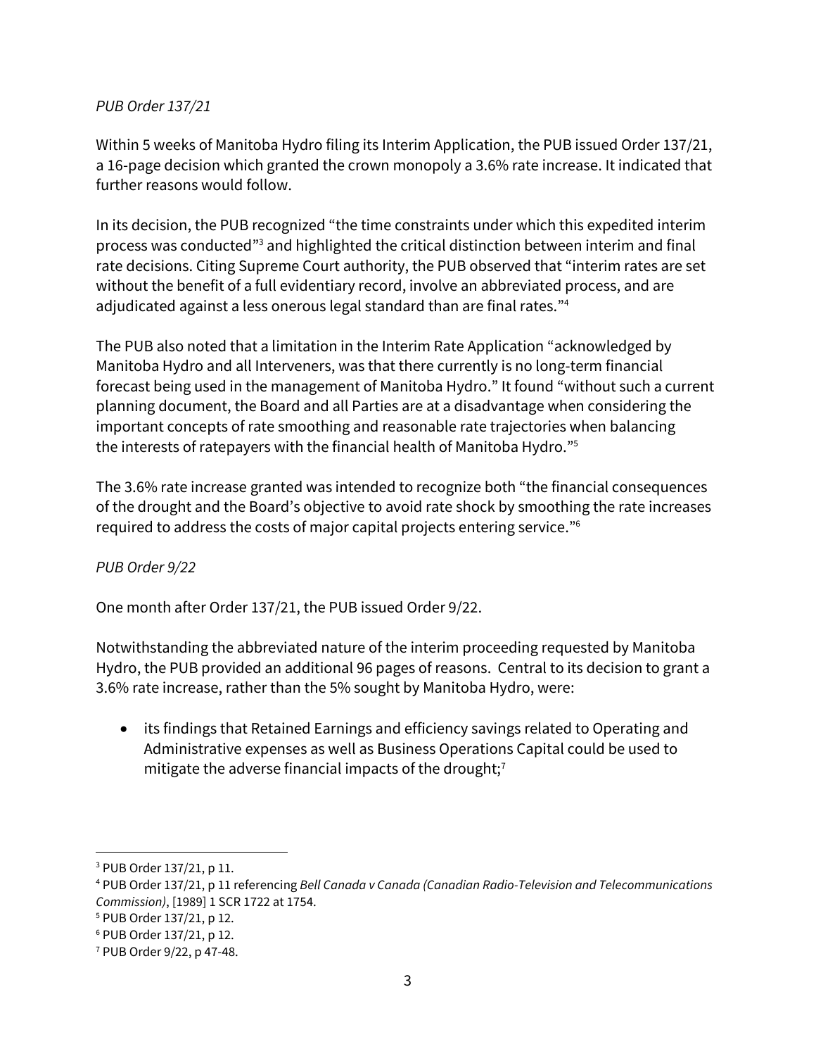*PUB Order 137/21*

Within 5 weeks of Manitoba Hydro filing its Interim Application, the PUB issued Order 137/21, a 16-page decision which granted the crown monopoly a 3.6% rate increase. It indicated that further reasons would follow.

In its decision, the PUB recognized "the time constraints under which this expedited interim process was conducted"[3] and highlighted the critical distinction between interim and final rate decisions. Citing Supreme Court authority, the PUB observed that "interim rates are set without the benefit of a full evidentiary record, involve an abbreviated process, and are adjudicated against a less onerous legal standard than are final rates."[4]

The PUB also noted that a limitation in the Interim Rate Application "acknowledged by Manitoba Hydro and all Interveners, was that there currently is no long-term financial forecast being used in the management of Manitoba Hydro." It found "without such a current planning document, the Board and all Parties are at a disadvantage when considering the important concepts of rate smoothing and reasonable rate trajectories when balancing the interests of ratepayers with the financial health of Manitoba Hydro."[5]

The 3.6% rate increase granted was intended to recognize both "the financial consequences of the drought and the Board's objective to avoid rate shock by smoothing the rate increases required to address the costs of major capital projects entering service."[6]

*PUB Order 9/22*

One month after Order 137/21, the PUB issued Order 9/22.

Notwithstanding the abbreviated nature of the interim proceeding requested by Manitoba Hydro, the PUB provided an additional 96 pages of reasons. Central to its decision to grant a 3.6% rate increase, rather than the 5% sought by Manitoba Hydro, were:

- its findings that Retained Earnings and efficiency savings related to Operating and Administrative expenses as well as Business Operations Capital could be used to mitigate the adverse financial impacts of the drought;[7]

---

[3] PUB Order 137/21, p 11.

[4] PUB Order 137/21, p 11 referencing *Bell Canada v Canada (Canadian Radio-Television and Telecommunications Commission)*, [1989] 1 SCR 1722 at 1754.

[5] PUB Order 137/21, p 12.

[6] PUB Order 137/21, p 12.

[7] PUB Order 9/22, p 47-48.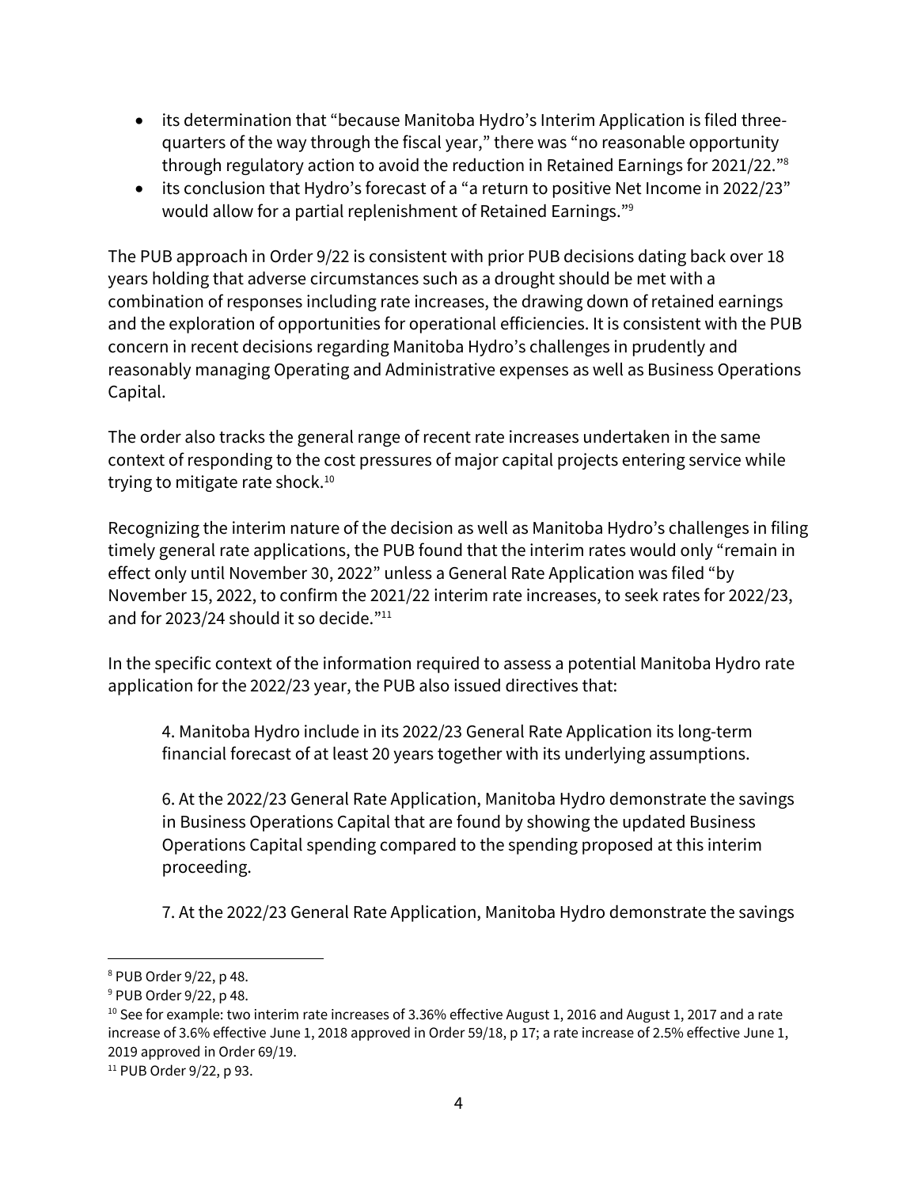- its determination that "because Manitoba Hydro's Interim Application is filed three-quarters of the way through the fiscal year," there was "no reasonable opportunity through regulatory action to avoid the reduction in Retained Earnings for 2021/22."[8]
- its conclusion that Hydro's forecast of a "a return to positive Net Income in 2022/23" would allow for a partial replenishment of Retained Earnings."[9]

The PUB approach in Order 9/22 is consistent with prior PUB decisions dating back over 18 years holding that adverse circumstances such as a drought should be met with a combination of responses including rate increases, the drawing down of retained earnings and the exploration of opportunities for operational efficiencies. It is consistent with the PUB concern in recent decisions regarding Manitoba Hydro's challenges in prudently and reasonably managing Operating and Administrative expenses as well as Business Operations Capital.

The order also tracks the general range of recent rate increases undertaken in the same context of responding to the cost pressures of major capital projects entering service while trying to mitigate rate shock.[10]

Recognizing the interim nature of the decision as well as Manitoba Hydro's challenges in filing timely general rate applications, the PUB found that the interim rates would only "remain in effect only until November 30, 2022" unless a General Rate Application was filed "by November 15, 2022, to confirm the 2021/22 interim rate increases, to seek rates for 2022/23, and for 2023/24 should it so decide."[11]

In the specific context of the information required to assess a potential Manitoba Hydro rate application for the 2022/23 year, the PUB also issued directives that:

> 4. Manitoba Hydro include in its 2022/23 General Rate Application its long-term financial forecast of at least 20 years together with its underlying assumptions.
>
> 6. At the 2022/23 General Rate Application, Manitoba Hydro demonstrate the savings in Business Operations Capital that are found by showing the updated Business Operations Capital spending compared to the spending proposed at this interim proceeding.
>
> 7. At the 2022/23 General Rate Application, Manitoba Hydro demonstrate the savings

---

[8] PUB Order 9/22, p 48.

[9] PUB Order 9/22, p 48.

[10] See for example: two interim rate increases of 3.36% effective August 1, 2016 and August 1, 2017 and a rate increase of 3.6% effective June 1, 2018 approved in Order 59/18, p 17; a rate increase of 2.5% effective June 1, 2019 approved in Order 69/19.

[11] PUB Order 9/22, p 93.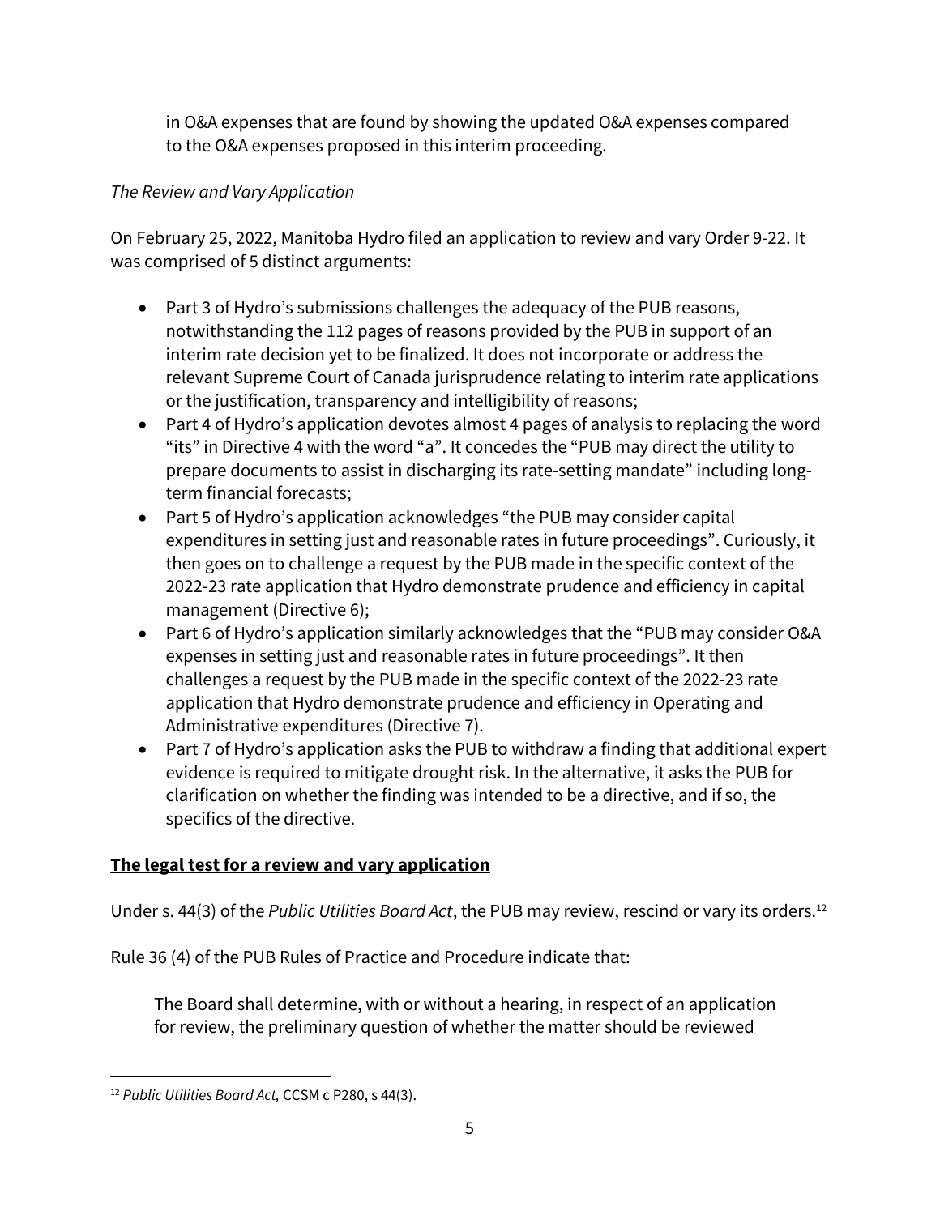in O&A expenses that are found by showing the updated O&A expenses compared to the O&A expenses proposed in this interim proceeding.

*The Review and Vary Application*

On February 25, 2022, Manitoba Hydro filed an application to review and vary Order 9-22. It was comprised of 5 distinct arguments:

- Part 3 of Hydro's submissions challenges the adequacy of the PUB reasons, notwithstanding the 112 pages of reasons provided by the PUB in support of an interim rate decision yet to be finalized. It does not incorporate or address the relevant Supreme Court of Canada jurisprudence relating to interim rate applications or the justification, transparency and intelligibility of reasons;
- Part 4 of Hydro's application devotes almost 4 pages of analysis to replacing the word "its" in Directive 4 with the word "a". It concedes the "PUB may direct the utility to prepare documents to assist in discharging its rate-setting mandate" including long-term financial forecasts;
- Part 5 of Hydro's application acknowledges "the PUB may consider capital expenditures in setting just and reasonable rates in future proceedings". Curiously, it then goes on to challenge a request by the PUB made in the specific context of the 2022-23 rate application that Hydro demonstrate prudence and efficiency in capital management (Directive 6);
- Part 6 of Hydro's application similarly acknowledges that the "PUB may consider O&A expenses in setting just and reasonable rates in future proceedings". It then challenges a request by the PUB made in the specific context of the 2022-23 rate application that Hydro demonstrate prudence and efficiency in Operating and Administrative expenditures (Directive 7).
- Part 7 of Hydro's application asks the PUB to withdraw a finding that additional expert evidence is required to mitigate drought risk. In the alternative, it asks the PUB for clarification on whether the finding was intended to be a directive, and if so, the specifics of the directive.

**The legal test for a review and vary application**

Under s. 44(3) of the *Public Utilities Board Act*, the PUB may review, rescind or vary its orders.[12]

Rule 36 (4) of the PUB Rules of Practice and Procedure indicate that:

> The Board shall determine, with or without a hearing, in respect of an application for review, the preliminary question of whether the matter should be reviewed

[12] *Public Utilities Board Act,* CCSM c P280, s 44(3).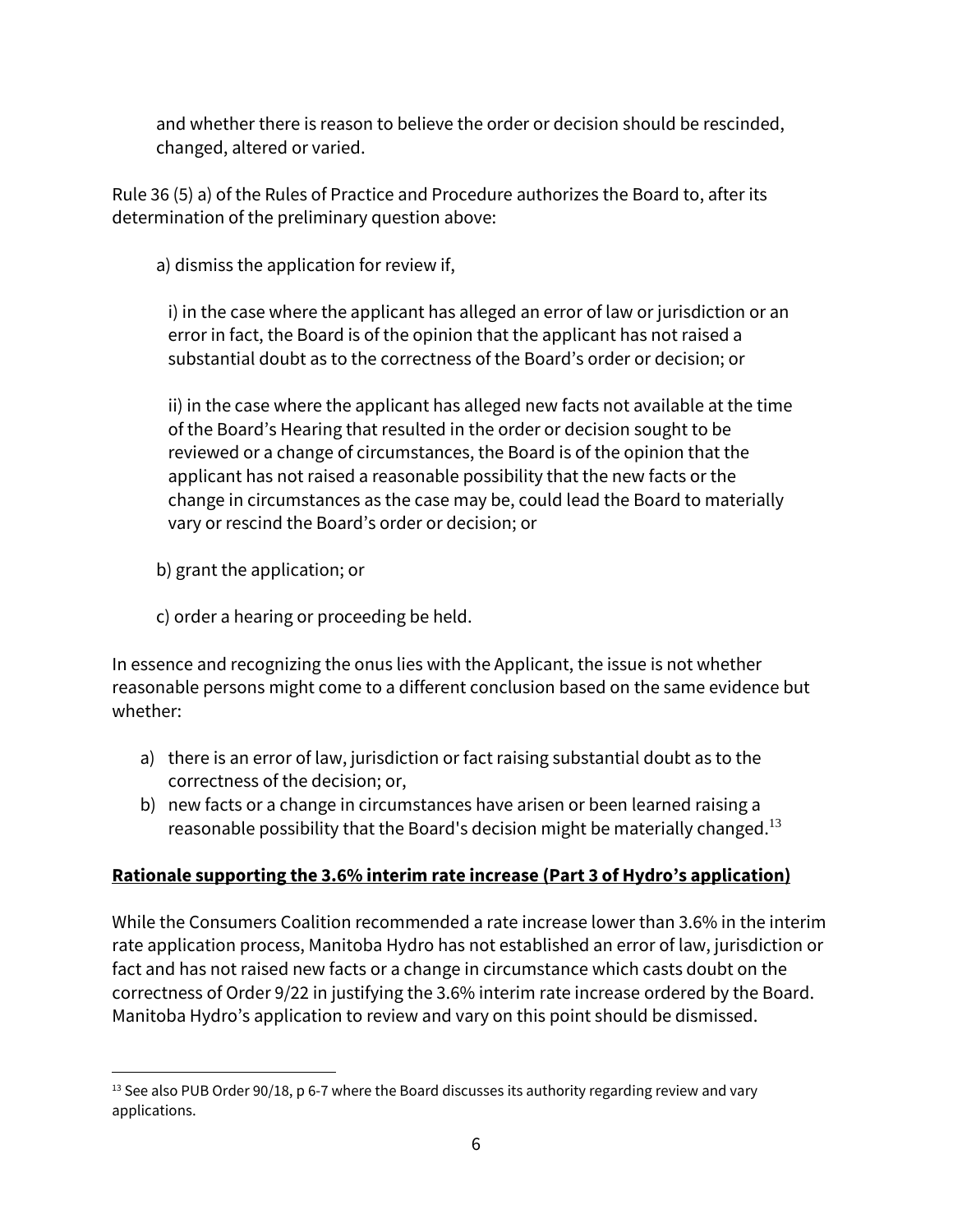and whether there is reason to believe the order or decision should be rescinded, changed, altered or varied.

Rule 36 (5) a) of the Rules of Practice and Procedure authorizes the Board to, after its determination of the preliminary question above:

a) dismiss the application for review if,

i) in the case where the applicant has alleged an error of law or jurisdiction or an error in fact, the Board is of the opinion that the applicant has not raised a substantial doubt as to the correctness of the Board's order or decision; or

ii) in the case where the applicant has alleged new facts not available at the time of the Board's Hearing that resulted in the order or decision sought to be reviewed or a change of circumstances, the Board is of the opinion that the applicant has not raised a reasonable possibility that the new facts or the change in circumstances as the case may be, could lead the Board to materially vary or rescind the Board's order or decision; or

b) grant the application; or

c) order a hearing or proceeding be held.

In essence and recognizing the onus lies with the Applicant, the issue is not whether reasonable persons might come to a different conclusion based on the same evidence but whether:

a) there is an error of law, jurisdiction or fact raising substantial doubt as to the correctness of the decision; or,
b) new facts or a change in circumstances have arisen or been learned raising a reasonable possibility that the Board's decision might be materially changed.[13]

**Rationale supporting the 3.6% interim rate increase (Part 3 of Hydro's application)**

While the Consumers Coalition recommended a rate increase lower than 3.6% in the interim rate application process, Manitoba Hydro has not established an error of law, jurisdiction or fact and has not raised new facts or a change in circumstance which casts doubt on the correctness of Order 9/22 in justifying the 3.6% interim rate increase ordered by the Board. Manitoba Hydro's application to review and vary on this point should be dismissed.

[13] See also PUB Order 90/18, p 6-7 where the Board discusses its authority regarding review and vary applications.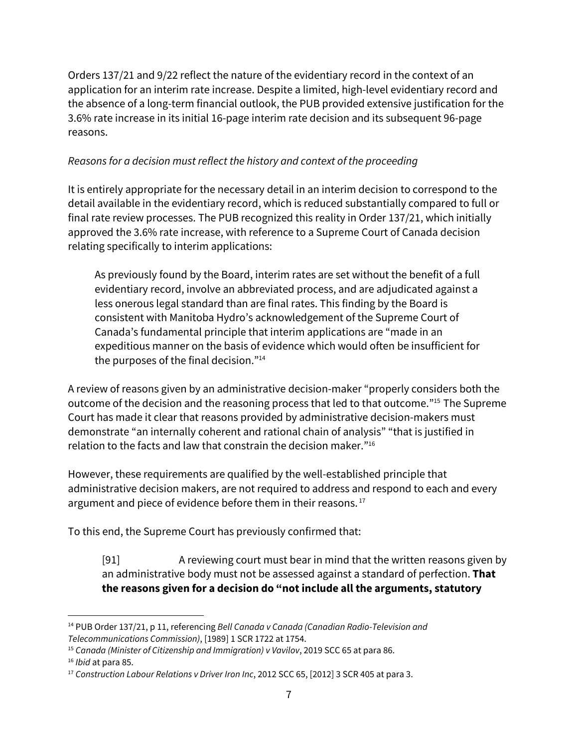Orders 137/21 and 9/22 reflect the nature of the evidentiary record in the context of an application for an interim rate increase. Despite a limited, high-level evidentiary record and the absence of a long-term financial outlook, the PUB provided extensive justification for the 3.6% rate increase in its initial 16-page interim rate decision and its subsequent 96-page reasons.

*Reasons for a decision must reflect the history and context of the proceeding*

It is entirely appropriate for the necessary detail in an interim decision to correspond to the detail available in the evidentiary record, which is reduced substantially compared to full or final rate review processes. The PUB recognized this reality in Order 137/21, which initially approved the 3.6% rate increase, with reference to a Supreme Court of Canada decision relating specifically to interim applications:

> As previously found by the Board, interim rates are set without the benefit of a full evidentiary record, involve an abbreviated process, and are adjudicated against a less onerous legal standard than are final rates. This finding by the Board is consistent with Manitoba Hydro's acknowledgement of the Supreme Court of Canada's fundamental principle that interim applications are "made in an expeditious manner on the basis of evidence which would often be insufficient for the purposes of the final decision."[14]

A review of reasons given by an administrative decision-maker "properly considers both the outcome of the decision and the reasoning process that led to that outcome."[15] The Supreme Court has made it clear that reasons provided by administrative decision-makers must demonstrate "an internally coherent and rational chain of analysis" "that is justified in relation to the facts and law that constrain the decision maker."[16]

However, these requirements are qualified by the well-established principle that administrative decision makers, are not required to address and respond to each and every argument and piece of evidence before them in their reasons.[17]

To this end, the Supreme Court has previously confirmed that:

> [91] A reviewing court must bear in mind that the written reasons given by an administrative body must not be assessed against a standard of perfection. **That the reasons given for a decision do "not include all the arguments, statutory**

---

[14] PUB Order 137/21, p 11, referencing *Bell Canada v Canada (Canadian Radio-Television and Telecommunications Commission)*, [1989] 1 SCR 1722 at 1754.

[15] *Canada (Minister of Citizenship and Immigration) v Vavilov*, 2019 SCC 65 at para 86.

[16] *Ibid* at para 85.

[17] *Construction Labour Relations v Driver Iron Inc*, 2012 SCC 65, [2012] 3 SCR 405 at para 3.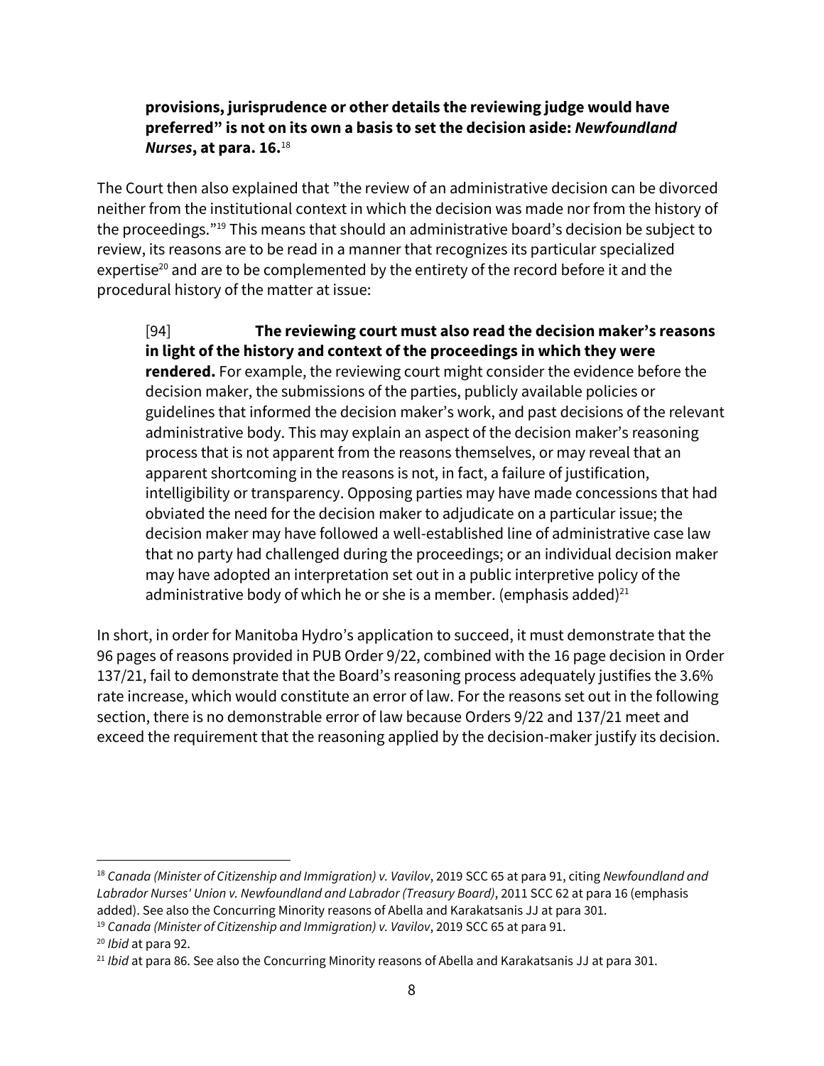> **provisions, jurisprudence or other details the reviewing judge would have preferred" is not on its own a basis to set the decision aside: *Newfoundland Nurses*, at para. 16.**[18]

The Court then also explained that "the review of an administrative decision can be divorced neither from the institutional context in which the decision was made nor from the history of the proceedings."[19] This means that should an administrative board's decision be subject to review, its reasons are to be read in a manner that recognizes its particular specialized expertise[20] and are to be complemented by the entirety of the record before it and the procedural history of the matter at issue:

> [94] **The reviewing court must also read the decision maker's reasons in light of the history and context of the proceedings in which they were rendered.** For example, the reviewing court might consider the evidence before the decision maker, the submissions of the parties, publicly available policies or guidelines that informed the decision maker's work, and past decisions of the relevant administrative body. This may explain an aspect of the decision maker's reasoning process that is not apparent from the reasons themselves, or may reveal that an apparent shortcoming in the reasons is not, in fact, a failure of justification, intelligibility or transparency. Opposing parties may have made concessions that had obviated the need for the decision maker to adjudicate on a particular issue; the decision maker may have followed a well-established line of administrative case law that no party had challenged during the proceedings; or an individual decision maker may have adopted an interpretation set out in a public interpretive policy of the administrative body of which he or she is a member. (emphasis added)[21]

In short, in order for Manitoba Hydro's application to succeed, it must demonstrate that the 96 pages of reasons provided in PUB Order 9/22, combined with the 16 page decision in Order 137/21, fail to demonstrate that the Board's reasoning process adequately justifies the 3.6% rate increase, which would constitute an error of law. For the reasons set out in the following section, there is no demonstrable error of law because Orders 9/22 and 137/21 meet and exceed the requirement that the reasoning applied by the decision-maker justify its decision.

---

[18] *Canada (Minister of Citizenship and Immigration) v. Vavilov*, 2019 SCC 65 at para 91, citing *Newfoundland and Labrador Nurses' Union v. Newfoundland and Labrador (Treasury Board)*, 2011 SCC 62 at para 16 (emphasis added). See also the Concurring Minority reasons of Abella and Karakatsanis JJ at para 301.

[19] *Canada (Minister of Citizenship and Immigration) v. Vavilov*, 2019 SCC 65 at para 91.

[20] *Ibid* at para 92.

[21] *Ibid* at para 86. See also the Concurring Minority reasons of Abella and Karakatsanis JJ at para 301.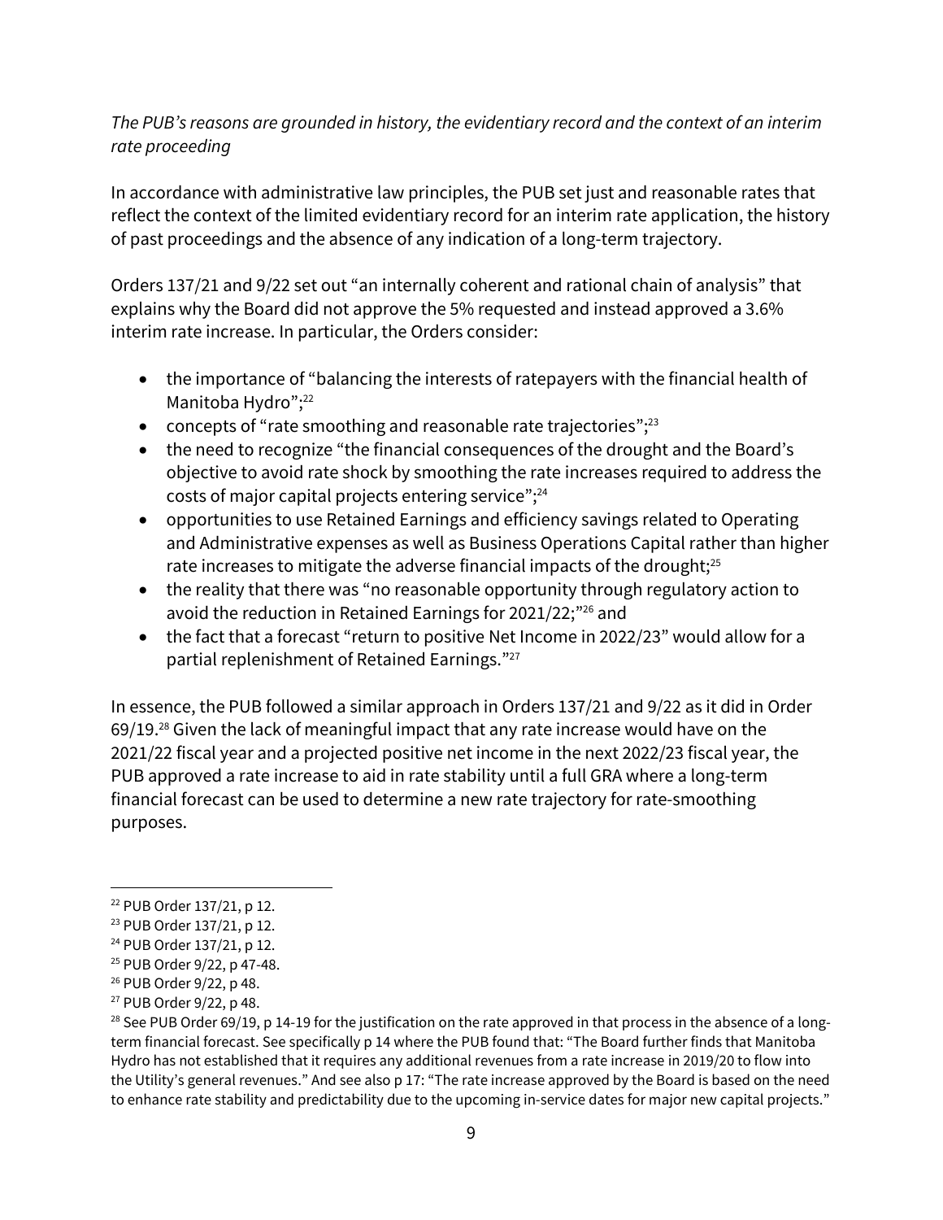*The PUB's reasons are grounded in history, the evidentiary record and the context of an interim rate proceeding*

In accordance with administrative law principles, the PUB set just and reasonable rates that reflect the context of the limited evidentiary record for an interim rate application, the history of past proceedings and the absence of any indication of a long-term trajectory.

Orders 137/21 and 9/22 set out "an internally coherent and rational chain of analysis" that explains why the Board did not approve the 5% requested and instead approved a 3.6% interim rate increase. In particular, the Orders consider:

- the importance of "balancing the interests of ratepayers with the financial health of Manitoba Hydro";[22]
- concepts of "rate smoothing and reasonable rate trajectories";[23]
- the need to recognize "the financial consequences of the drought and the Board's objective to avoid rate shock by smoothing the rate increases required to address the costs of major capital projects entering service";[24]
- opportunities to use Retained Earnings and efficiency savings related to Operating and Administrative expenses as well as Business Operations Capital rather than higher rate increases to mitigate the adverse financial impacts of the drought;[25]
- the reality that there was "no reasonable opportunity through regulatory action to avoid the reduction in Retained Earnings for 2021/22;"[26] and
- the fact that a forecast "return to positive Net Income in 2022/23" would allow for a partial replenishment of Retained Earnings."[27]

In essence, the PUB followed a similar approach in Orders 137/21 and 9/22 as it did in Order 69/19.[28] Given the lack of meaningful impact that any rate increase would have on the 2021/22 fiscal year and a projected positive net income in the next 2022/23 fiscal year, the PUB approved a rate increase to aid in rate stability until a full GRA where a long-term financial forecast can be used to determine a new rate trajectory for rate-smoothing purposes.

---

[22] PUB Order 137/21, p 12.

[23] PUB Order 137/21, p 12.

[24] PUB Order 137/21, p 12.

[25] PUB Order 9/22, p 47-48.

[26] PUB Order 9/22, p 48.

[27] PUB Order 9/22, p 48.

[28] See PUB Order 69/19, p 14-19 for the justification on the rate approved in that process in the absence of a long-term financial forecast. See specifically p 14 where the PUB found that: "The Board further finds that Manitoba Hydro has not established that it requires any additional revenues from a rate increase in 2019/20 to flow into the Utility's general revenues." And see also p 17: "The rate increase approved by the Board is based on the need to enhance rate stability and predictability due to the upcoming in-service dates for major new capital projects."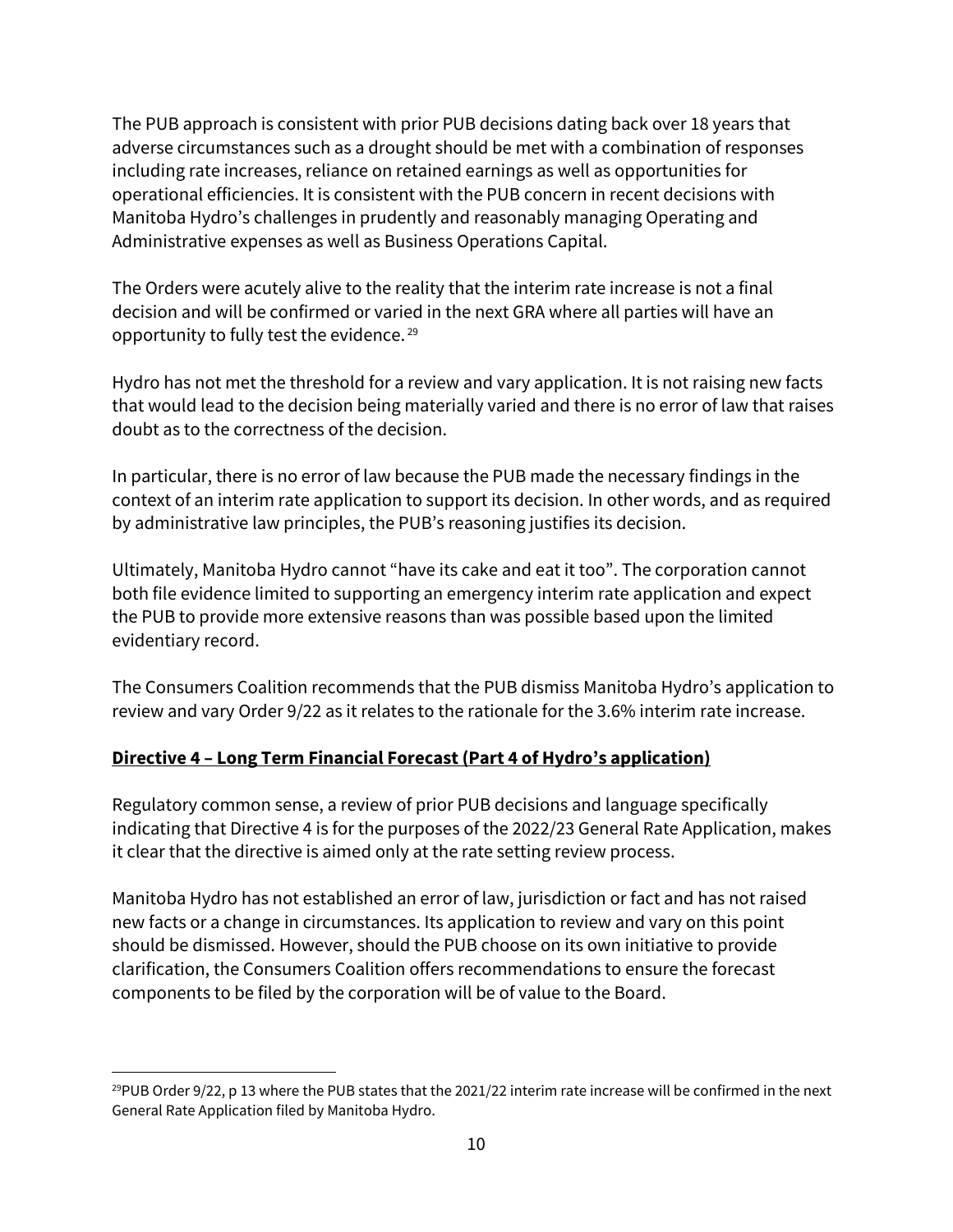The PUB approach is consistent with prior PUB decisions dating back over 18 years that adverse circumstances such as a drought should be met with a combination of responses including rate increases, reliance on retained earnings as well as opportunities for operational efficiencies. It is consistent with the PUB concern in recent decisions with Manitoba Hydro's challenges in prudently and reasonably managing Operating and Administrative expenses as well as Business Operations Capital.

The Orders were acutely alive to the reality that the interim rate increase is not a final decision and will be confirmed or varied in the next GRA where all parties will have an opportunity to fully test the evidence.[29]

Hydro has not met the threshold for a review and vary application. It is not raising new facts that would lead to the decision being materially varied and there is no error of law that raises doubt as to the correctness of the decision.

In particular, there is no error of law because the PUB made the necessary findings in the context of an interim rate application to support its decision. In other words, and as required by administrative law principles, the PUB's reasoning justifies its decision.

Ultimately, Manitoba Hydro cannot "have its cake and eat it too". The corporation cannot both file evidence limited to supporting an emergency interim rate application and expect the PUB to provide more extensive reasons than was possible based upon the limited evidentiary record.

The Consumers Coalition recommends that the PUB dismiss Manitoba Hydro's application to review and vary Order 9/22 as it relates to the rationale for the 3.6% interim rate increase.

**<u>Directive 4 – Long Term Financial Forecast (Part 4 of Hydro's application)</u>**

Regulatory common sense, a review of prior PUB decisions and language specifically indicating that Directive 4 is for the purposes of the 2022/23 General Rate Application, makes it clear that the directive is aimed only at the rate setting review process.

Manitoba Hydro has not established an error of law, jurisdiction or fact and has not raised new facts or a change in circumstances. Its application to review and vary on this point should be dismissed. However, should the PUB choose on its own initiative to provide clarification, the Consumers Coalition offers recommendations to ensure the forecast components to be filed by the corporation will be of value to the Board.

---

[29] PUB Order 9/22, p 13 where the PUB states that the 2021/22 interim rate increase will be confirmed in the next General Rate Application filed by Manitoba Hydro.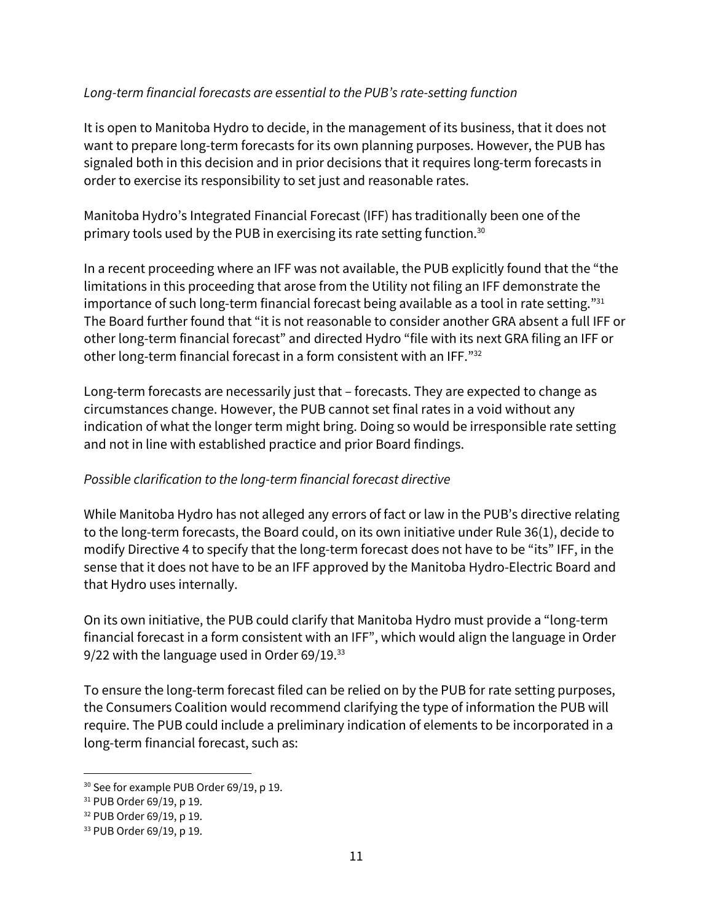*Long-term financial forecasts are essential to the PUB's rate-setting function*

It is open to Manitoba Hydro to decide, in the management of its business, that it does not want to prepare long-term forecasts for its own planning purposes. However, the PUB has signaled both in this decision and in prior decisions that it requires long-term forecasts in order to exercise its responsibility to set just and reasonable rates.

Manitoba Hydro's Integrated Financial Forecast (IFF) has traditionally been one of the primary tools used by the PUB in exercising its rate setting function.[30]

In a recent proceeding where an IFF was not available, the PUB explicitly found that the "the limitations in this proceeding that arose from the Utility not filing an IFF demonstrate the importance of such long-term financial forecast being available as a tool in rate setting."[31] The Board further found that "it is not reasonable to consider another GRA absent a full IFF or other long-term financial forecast" and directed Hydro "file with its next GRA filing an IFF or other long-term financial forecast in a form consistent with an IFF."[32]

Long-term forecasts are necessarily just that – forecasts. They are expected to change as circumstances change. However, the PUB cannot set final rates in a void without any indication of what the longer term might bring. Doing so would be irresponsible rate setting and not in line with established practice and prior Board findings.

*Possible clarification to the long-term financial forecast directive*

While Manitoba Hydro has not alleged any errors of fact or law in the PUB's directive relating to the long-term forecasts, the Board could, on its own initiative under Rule 36(1), decide to modify Directive 4 to specify that the long-term forecast does not have to be "its" IFF, in the sense that it does not have to be an IFF approved by the Manitoba Hydro-Electric Board and that Hydro uses internally.

On its own initiative, the PUB could clarify that Manitoba Hydro must provide a "long-term financial forecast in a form consistent with an IFF", which would align the language in Order 9/22 with the language used in Order 69/19.[33]

To ensure the long-term forecast filed can be relied on by the PUB for rate setting purposes, the Consumers Coalition would recommend clarifying the type of information the PUB will require. The PUB could include a preliminary indication of elements to be incorporated in a long-term financial forecast, such as:

---

[30] See for example PUB Order 69/19, p 19.

[31] PUB Order 69/19, p 19.

[32] PUB Order 69/19, p 19.

[33] PUB Order 69/19, p 19.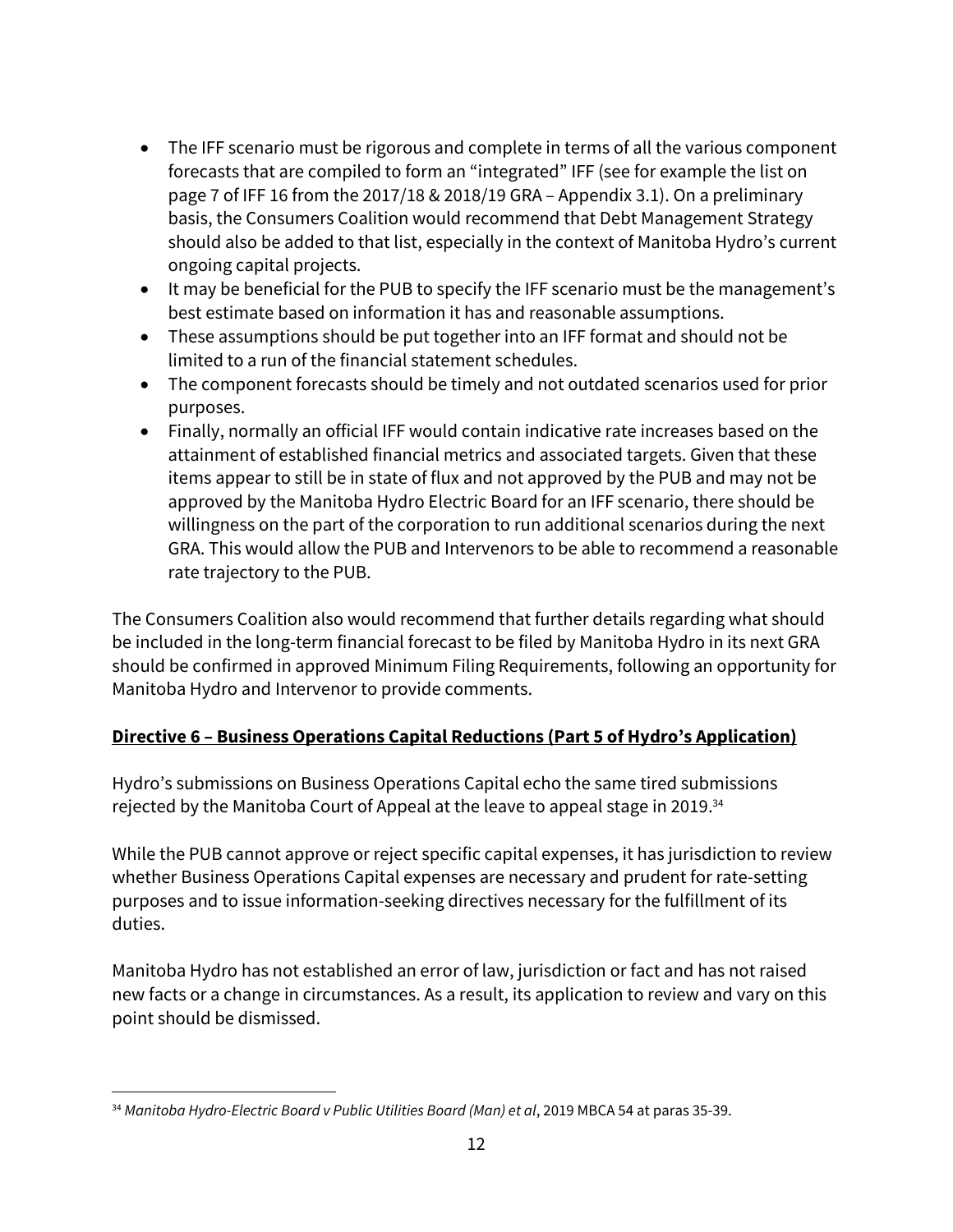- The IFF scenario must be rigorous and complete in terms of all the various component forecasts that are compiled to form an "integrated" IFF (see for example the list on page 7 of IFF 16 from the 2017/18 & 2018/19 GRA – Appendix 3.1). On a preliminary basis, the Consumers Coalition would recommend that Debt Management Strategy should also be added to that list, especially in the context of Manitoba Hydro's current ongoing capital projects.
- It may be beneficial for the PUB to specify the IFF scenario must be the management's best estimate based on information it has and reasonable assumptions.
- These assumptions should be put together into an IFF format and should not be limited to a run of the financial statement schedules.
- The component forecasts should be timely and not outdated scenarios used for prior purposes.
- Finally, normally an official IFF would contain indicative rate increases based on the attainment of established financial metrics and associated targets. Given that these items appear to still be in state of flux and not approved by the PUB and may not be approved by the Manitoba Hydro Electric Board for an IFF scenario, there should be willingness on the part of the corporation to run additional scenarios during the next GRA. This would allow the PUB and Intervenors to be able to recommend a reasonable rate trajectory to the PUB.

The Consumers Coalition also would recommend that further details regarding what should be included in the long-term financial forecast to be filed by Manitoba Hydro in its next GRA should be confirmed in approved Minimum Filing Requirements, following an opportunity for Manitoba Hydro and Intervenor to provide comments.

**Directive 6 – Business Operations Capital Reductions (Part 5 of Hydro's Application)**

Hydro's submissions on Business Operations Capital echo the same tired submissions rejected by the Manitoba Court of Appeal at the leave to appeal stage in 2019.[34]

While the PUB cannot approve or reject specific capital expenses, it has jurisdiction to review whether Business Operations Capital expenses are necessary and prudent for rate-setting purposes and to issue information-seeking directives necessary for the fulfillment of its duties.

Manitoba Hydro has not established an error of law, jurisdiction or fact and has not raised new facts or a change in circumstances. As a result, its application to review and vary on this point should be dismissed.

---

[34] *Manitoba Hydro-Electric Board v Public Utilities Board (Man) et al*, 2019 MBCA 54 at paras 35-39.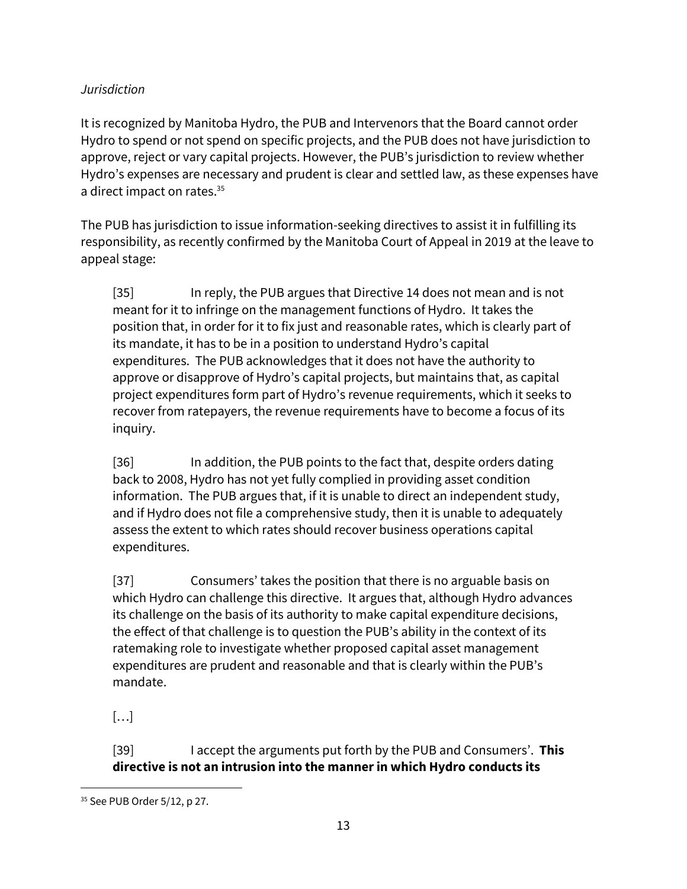*Jurisdiction*

It is recognized by Manitoba Hydro, the PUB and Intervenors that the Board cannot order Hydro to spend or not spend on specific projects, and the PUB does not have jurisdiction to approve, reject or vary capital projects. However, the PUB's jurisdiction to review whether Hydro's expenses are necessary and prudent is clear and settled law, as these expenses have a direct impact on rates.[35]

The PUB has jurisdiction to issue information-seeking directives to assist it in fulfilling its responsibility, as recently confirmed by the Manitoba Court of Appeal in 2019 at the leave to appeal stage:

> [35] In reply, the PUB argues that Directive 14 does not mean and is not meant for it to infringe on the management functions of Hydro. It takes the position that, in order for it to fix just and reasonable rates, which is clearly part of its mandate, it has to be in a position to understand Hydro's capital expenditures. The PUB acknowledges that it does not have the authority to approve or disapprove of Hydro's capital projects, but maintains that, as capital project expenditures form part of Hydro's revenue requirements, which it seeks to recover from ratepayers, the revenue requirements have to become a focus of its inquiry.
>
> [36] In addition, the PUB points to the fact that, despite orders dating back to 2008, Hydro has not yet fully complied in providing asset condition information. The PUB argues that, if it is unable to direct an independent study, and if Hydro does not file a comprehensive study, then it is unable to adequately assess the extent to which rates should recover business operations capital expenditures.
>
> [37] Consumers' takes the position that there is no arguable basis on which Hydro can challenge this directive. It argues that, although Hydro advances its challenge on the basis of its authority to make capital expenditure decisions, the effect of that challenge is to question the PUB's ability in the context of its ratemaking role to investigate whether proposed capital asset management expenditures are prudent and reasonable and that is clearly within the PUB's mandate.
>
> […]
>
> [39] I accept the arguments put forth by the PUB and Consumers'. **This directive is not an intrusion into the manner in which Hydro conducts its**

[35] See PUB Order 5/12, p 27.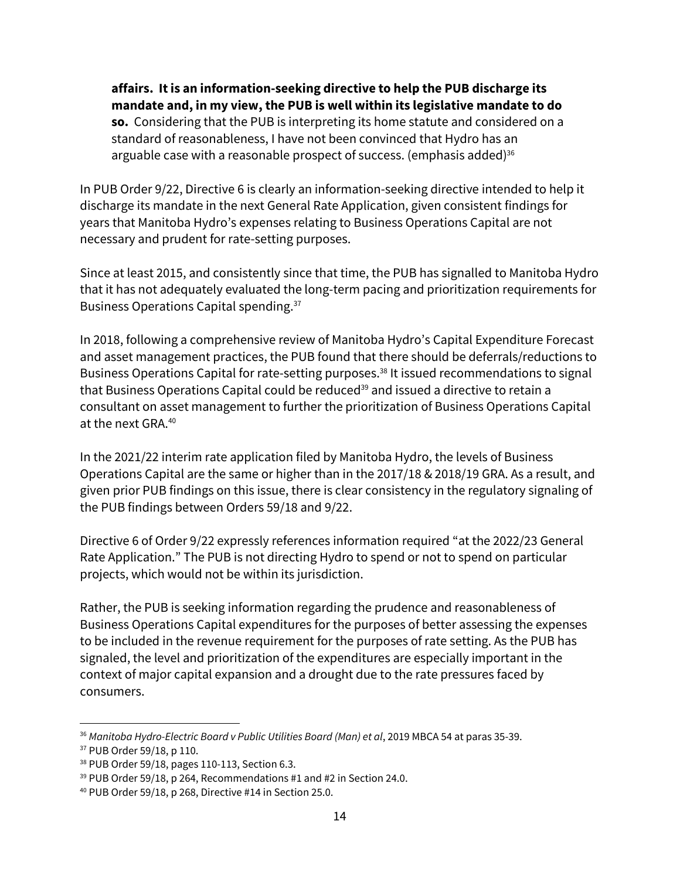> **affairs. It is an information-seeking directive to help the PUB discharge its mandate and, in my view, the PUB is well within its legislative mandate to do so.** Considering that the PUB is interpreting its home statute and considered on a standard of reasonableness, I have not been convinced that Hydro has an arguable case with a reasonable prospect of success. (emphasis added)[36]

In PUB Order 9/22, Directive 6 is clearly an information-seeking directive intended to help it discharge its mandate in the next General Rate Application, given consistent findings for years that Manitoba Hydro's expenses relating to Business Operations Capital are not necessary and prudent for rate-setting purposes.

Since at least 2015, and consistently since that time, the PUB has signalled to Manitoba Hydro that it has not adequately evaluated the long-term pacing and prioritization requirements for Business Operations Capital spending.[37]

In 2018, following a comprehensive review of Manitoba Hydro's Capital Expenditure Forecast and asset management practices, the PUB found that there should be deferrals/reductions to Business Operations Capital for rate-setting purposes.[38] It issued recommendations to signal that Business Operations Capital could be reduced[39] and issued a directive to retain a consultant on asset management to further the prioritization of Business Operations Capital at the next GRA.[40]

In the 2021/22 interim rate application filed by Manitoba Hydro, the levels of Business Operations Capital are the same or higher than in the 2017/18 & 2018/19 GRA. As a result, and given prior PUB findings on this issue, there is clear consistency in the regulatory signaling of the PUB findings between Orders 59/18 and 9/22.

Directive 6 of Order 9/22 expressly references information required "at the 2022/23 General Rate Application." The PUB is not directing Hydro to spend or not to spend on particular projects, which would not be within its jurisdiction.

Rather, the PUB is seeking information regarding the prudence and reasonableness of Business Operations Capital expenditures for the purposes of better assessing the expenses to be included in the revenue requirement for the purposes of rate setting. As the PUB has signaled, the level and prioritization of the expenditures are especially important in the context of major capital expansion and a drought due to the rate pressures faced by consumers.

---

[36] *Manitoba Hydro-Electric Board v Public Utilities Board (Man) et al*, 2019 MBCA 54 at paras 35-39.

[37] PUB Order 59/18, p 110.

[38] PUB Order 59/18, pages 110-113, Section 6.3.

[39] PUB Order 59/18, p 264, Recommendations #1 and #2 in Section 24.0.

[40] PUB Order 59/18, p 268, Directive #14 in Section 25.0.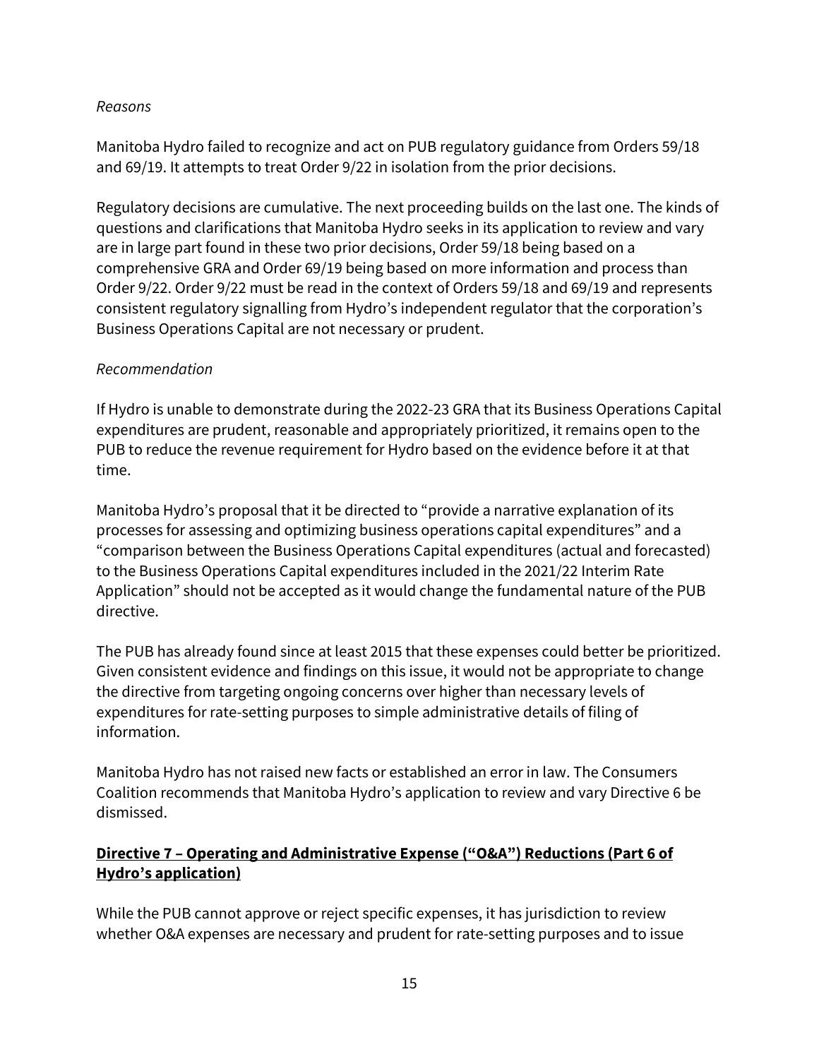*Reasons*

Manitoba Hydro failed to recognize and act on PUB regulatory guidance from Orders 59/18 and 69/19. It attempts to treat Order 9/22 in isolation from the prior decisions.

Regulatory decisions are cumulative. The next proceeding builds on the last one. The kinds of questions and clarifications that Manitoba Hydro seeks in its application to review and vary are in large part found in these two prior decisions, Order 59/18 being based on a comprehensive GRA and Order 69/19 being based on more information and process than Order 9/22. Order 9/22 must be read in the context of Orders 59/18 and 69/19 and represents consistent regulatory signalling from Hydro's independent regulator that the corporation's Business Operations Capital are not necessary or prudent.

*Recommendation*

If Hydro is unable to demonstrate during the 2022-23 GRA that its Business Operations Capital expenditures are prudent, reasonable and appropriately prioritized, it remains open to the PUB to reduce the revenue requirement for Hydro based on the evidence before it at that time.

Manitoba Hydro's proposal that it be directed to "provide a narrative explanation of its processes for assessing and optimizing business operations capital expenditures" and a "comparison between the Business Operations Capital expenditures (actual and forecasted) to the Business Operations Capital expenditures included in the 2021/22 Interim Rate Application" should not be accepted as it would change the fundamental nature of the PUB directive.

The PUB has already found since at least 2015 that these expenses could better be prioritized. Given consistent evidence and findings on this issue, it would not be appropriate to change the directive from targeting ongoing concerns over higher than necessary levels of expenditures for rate-setting purposes to simple administrative details of filing of information.

Manitoba Hydro has not raised new facts or established an error in law. The Consumers Coalition recommends that Manitoba Hydro's application to review and vary Directive 6 be dismissed.

## **Directive 7 – Operating and Administrative Expense ("O&A") Reductions (Part 6 of Hydro's application)**

While the PUB cannot approve or reject specific expenses, it has jurisdiction to review whether O&A expenses are necessary and prudent for rate-setting purposes and to issue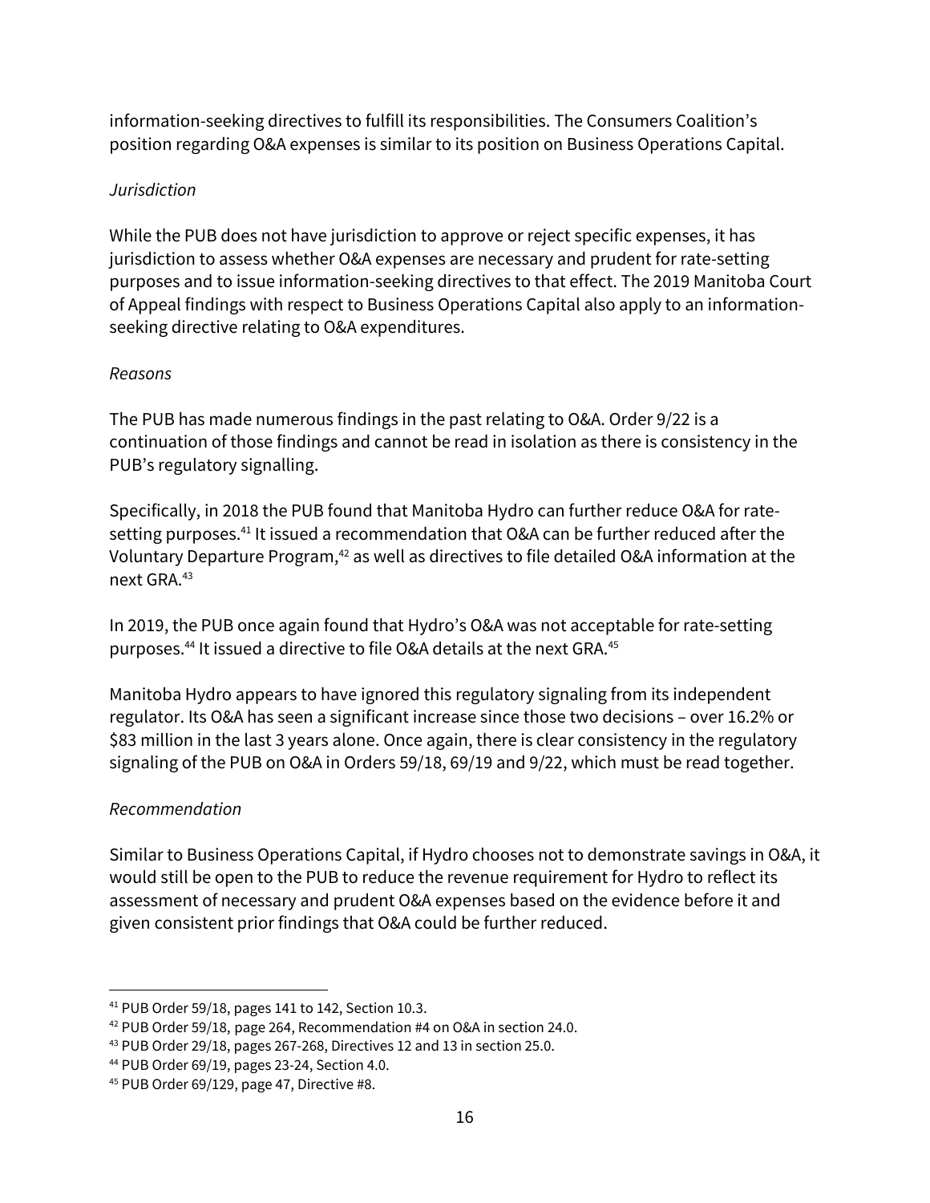information-seeking directives to fulfill its responsibilities. The Consumers Coalition's position regarding O&A expenses is similar to its position on Business Operations Capital.

*Jurisdiction*

While the PUB does not have jurisdiction to approve or reject specific expenses, it has jurisdiction to assess whether O&A expenses are necessary and prudent for rate-setting purposes and to issue information-seeking directives to that effect. The 2019 Manitoba Court of Appeal findings with respect to Business Operations Capital also apply to an information-seeking directive relating to O&A expenditures.

*Reasons*

The PUB has made numerous findings in the past relating to O&A. Order 9/22 is a continuation of those findings and cannot be read in isolation as there is consistency in the PUB's regulatory signalling.

Specifically, in 2018 the PUB found that Manitoba Hydro can further reduce O&A for rate-setting purposes.[41] It issued a recommendation that O&A can be further reduced after the Voluntary Departure Program,[42] as well as directives to file detailed O&A information at the next GRA.[43]

In 2019, the PUB once again found that Hydro's O&A was not acceptable for rate-setting purposes.[44] It issued a directive to file O&A details at the next GRA.[45]

Manitoba Hydro appears to have ignored this regulatory signaling from its independent regulator. Its O&A has seen a significant increase since those two decisions – over 16.2% or \$83 million in the last 3 years alone. Once again, there is clear consistency in the regulatory signaling of the PUB on O&A in Orders 59/18, 69/19 and 9/22, which must be read together.

*Recommendation*

Similar to Business Operations Capital, if Hydro chooses not to demonstrate savings in O&A, it would still be open to the PUB to reduce the revenue requirement for Hydro to reflect its assessment of necessary and prudent O&A expenses based on the evidence before it and given consistent prior findings that O&A could be further reduced.

---

[41] PUB Order 59/18, pages 141 to 142, Section 10.3.

[42] PUB Order 59/18, page 264, Recommendation #4 on O&A in section 24.0.

[43] PUB Order 29/18, pages 267-268, Directives 12 and 13 in section 25.0.

[44] PUB Order 69/19, pages 23-24, Section 4.0.

[45] PUB Order 69/129, page 47, Directive #8.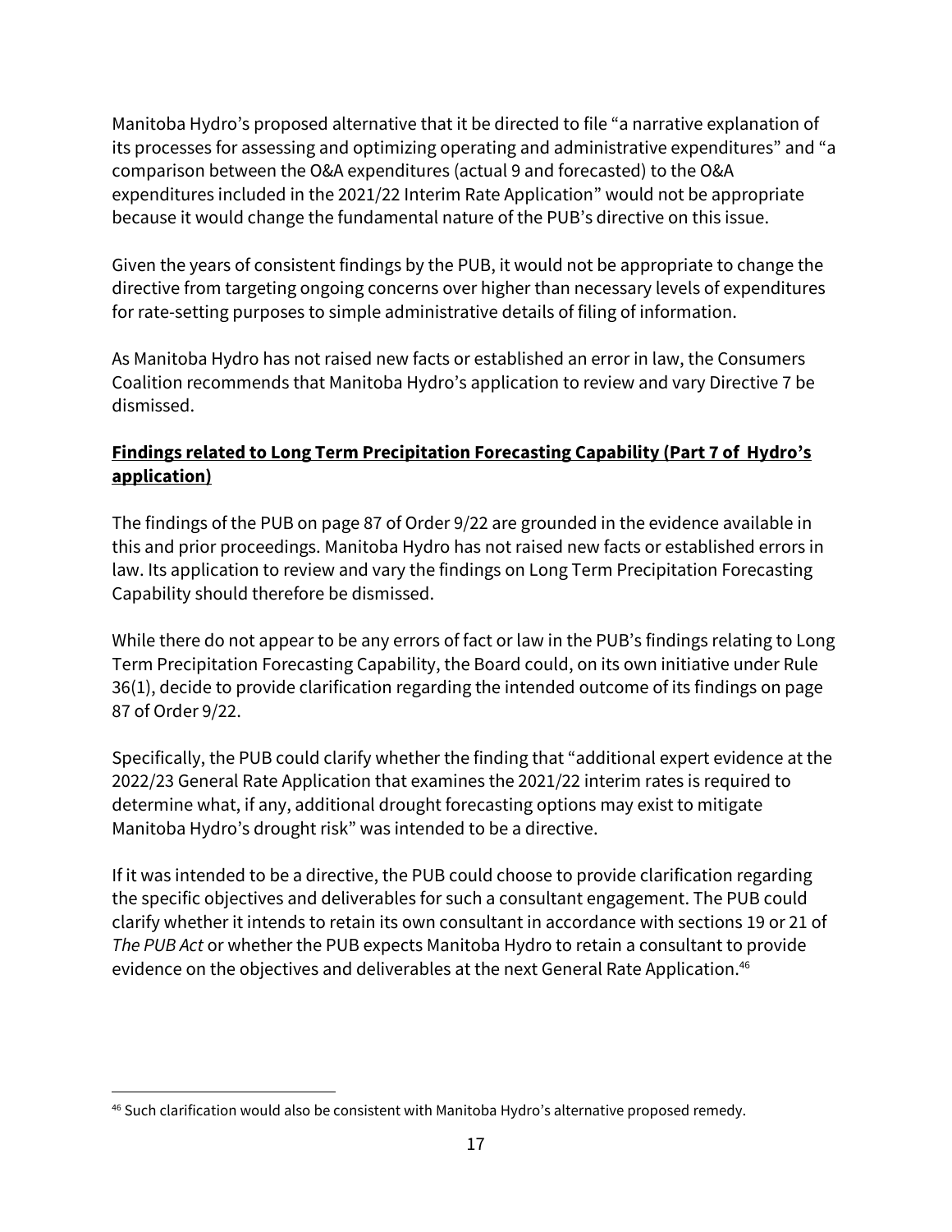Manitoba Hydro's proposed alternative that it be directed to file "a narrative explanation of its processes for assessing and optimizing operating and administrative expenditures" and "a comparison between the O&A expenditures (actual 9 and forecasted) to the O&A expenditures included in the 2021/22 Interim Rate Application" would not be appropriate because it would change the fundamental nature of the PUB's directive on this issue.

Given the years of consistent findings by the PUB, it would not be appropriate to change the directive from targeting ongoing concerns over higher than necessary levels of expenditures for rate-setting purposes to simple administrative details of filing of information.

As Manitoba Hydro has not raised new facts or established an error in law, the Consumers Coalition recommends that Manitoba Hydro's application to review and vary Directive 7 be dismissed.

**Findings related to Long Term Precipitation Forecasting Capability (Part 7 of Hydro's application)**

The findings of the PUB on page 87 of Order 9/22 are grounded in the evidence available in this and prior proceedings. Manitoba Hydro has not raised new facts or established errors in law. Its application to review and vary the findings on Long Term Precipitation Forecasting Capability should therefore be dismissed.

While there do not appear to be any errors of fact or law in the PUB's findings relating to Long Term Precipitation Forecasting Capability, the Board could, on its own initiative under Rule 36(1), decide to provide clarification regarding the intended outcome of its findings on page 87 of Order 9/22.

Specifically, the PUB could clarify whether the finding that "additional expert evidence at the 2022/23 General Rate Application that examines the 2021/22 interim rates is required to determine what, if any, additional drought forecasting options may exist to mitigate Manitoba Hydro's drought risk" was intended to be a directive.

If it was intended to be a directive, the PUB could choose to provide clarification regarding the specific objectives and deliverables for such a consultant engagement. The PUB could clarify whether it intends to retain its own consultant in accordance with sections 19 or 21 of *The PUB Act* or whether the PUB expects Manitoba Hydro to retain a consultant to provide evidence on the objectives and deliverables at the next General Rate Application.[46]

[46] Such clarification would also be consistent with Manitoba Hydro's alternative proposed remedy.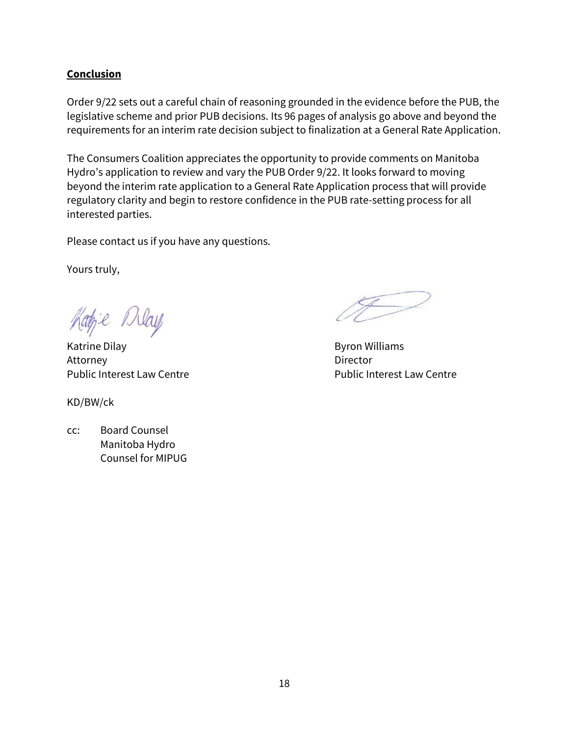**Conclusion**

Order 9/22 sets out a careful chain of reasoning grounded in the evidence before the PUB, the legislative scheme and prior PUB decisions. Its 96 pages of analysis go above and beyond the requirements for an interim rate decision subject to finalization at a General Rate Application.

The Consumers Coalition appreciates the opportunity to provide comments on Manitoba Hydro's application to review and vary the PUB Order 9/22. It looks forward to moving beyond the interim rate application to a General Rate Application process that will provide regulatory clarity and begin to restore confidence in the PUB rate-setting process for all interested parties.

Please contact us if you have any questions.

Yours truly,

Katrine Dilay
Attorney
Public Interest Law Centre

Byron Williams
Director
Public Interest Law Centre

KD/BW/ck

cc: Board Counsel
Manitoba Hydro
Counsel for MIPUG